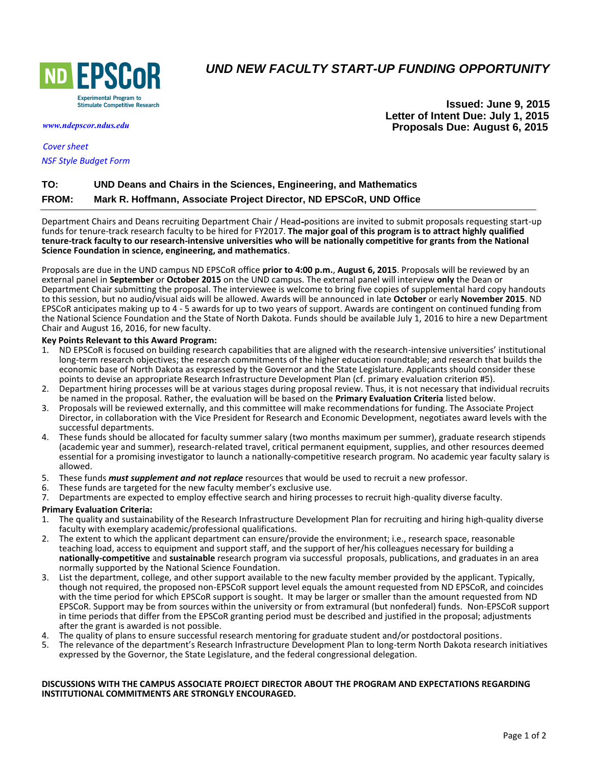# UND NEW FACULTY START-UP FUNDING OPPORTUNITY

ND EPSCoR
Experimental Program to Stimulate Competitive Research

*www.ndepscor.ndus.edu*

**Issued: June 9, 2015**
**Letter of Intent Due: July 1, 2015**
**Proposals Due: August 6, 2015**

*Cover sheet*

*NSF Style Budget Form*

**TO:** **UND Deans and Chairs in the Sciences, Engineering, and Mathematics**

**FROM:** **Mark R. Hoffmann, Associate Project Director, ND EPSCoR, UND Office**

---

Department Chairs and Deans recruiting Department Chair / Head-positions are invited to submit proposals requesting start-up funds for tenure-track research faculty to be hired for FY2017. **The major goal of this program is to attract highly qualified tenure-track faculty to our research-intensive universities who will be nationally competitive for grants from the National Science Foundation in science, engineering, and mathematics**.

Proposals are due in the UND campus ND EPSCoR office **prior to 4:00 p.m.**, **August 6, 2015**. Proposals will be reviewed by an external panel in **September** or **October 2015** on the UND campus. The external panel will interview **only** the Dean or Department Chair submitting the proposal. The interviewee is welcome to bring five copies of supplemental hard copy handouts to this session, but no audio/visual aids will be allowed. Awards will be announced in late **October** or early **November 2015**. ND EPSCoR anticipates making up to 4 - 5 awards for up to two years of support. Awards are contingent on continued funding from the National Science Foundation and the State of North Dakota. Funds should be available July 1, 2016 to hire a new Department Chair and August 16, 2016, for new faculty.

**Key Points Relevant to this Award Program:**

1. ND EPSCoR is focused on building research capabilities that are aligned with the research-intensive universities' institutional long-term research objectives; the research commitments of the higher education roundtable; and research that builds the economic base of North Dakota as expressed by the Governor and the State Legislature. Applicants should consider these points to devise an appropriate Research Infrastructure Development Plan (cf. primary evaluation criterion #5).
2. Department hiring processes will be at various stages during proposal review. Thus, it is not necessary that individual recruits be named in the proposal. Rather, the evaluation will be based on the **Primary Evaluation Criteria** listed below.
3. Proposals will be reviewed externally, and this committee will make recommendations for funding. The Associate Project Director, in collaboration with the Vice President for Research and Economic Development, negotiates award levels with the successful departments.
4. These funds should be allocated for faculty summer salary (two months maximum per summer), graduate research stipends (academic year and summer), research-related travel, critical permanent equipment, supplies, and other resources deemed essential for a promising investigator to launch a nationally-competitive research program. No academic year faculty salary is allowed.
5. These funds ***must supplement and not replace*** resources that would be used to recruit a new professor.
6. These funds are targeted for the new faculty member's exclusive use.
7. Departments are expected to employ effective search and hiring processes to recruit high-quality diverse faculty.

**Primary Evaluation Criteria:**

1. The quality and sustainability of the Research Infrastructure Development Plan for recruiting and hiring high-quality diverse faculty with exemplary academic/professional qualifications.
2. The extent to which the applicant department can ensure/provide the environment; i.e., research space, reasonable teaching load, access to equipment and support staff, and the support of her/his colleagues necessary for building a **nationally-competitive** and **sustainable** research program via successful proposals, publications, and graduates in an area normally supported by the National Science Foundation.
3. List the department, college, and other support available to the new faculty member provided by the applicant. Typically, though not required, the proposed non-EPSCoR support level equals the amount requested from ND EPSCoR, and coincides with the time period for which EPSCoR support is sought. It may be larger or smaller than the amount requested from ND EPSCoR. Support may be from sources within the university or from extramural (but nonfederal) funds. Non-EPSCoR support in time periods that differ from the EPSCoR granting period must be described and justified in the proposal; adjustments after the grant is awarded is not possible.
4. The quality of plans to ensure successful research mentoring for graduate student and/or postdoctoral positions.
5. The relevance of the department's Research Infrastructure Development Plan to long-term North Dakota research initiatives expressed by the Governor, the State Legislature, and the federal congressional delegation.

**DISCUSSIONS WITH THE CAMPUS ASSOCIATE PROJECT DIRECTOR ABOUT THE PROGRAM AND EXPECTATIONS REGARDING INSTITUTIONAL COMMITMENTS ARE STRONGLY ENCOURAGED.**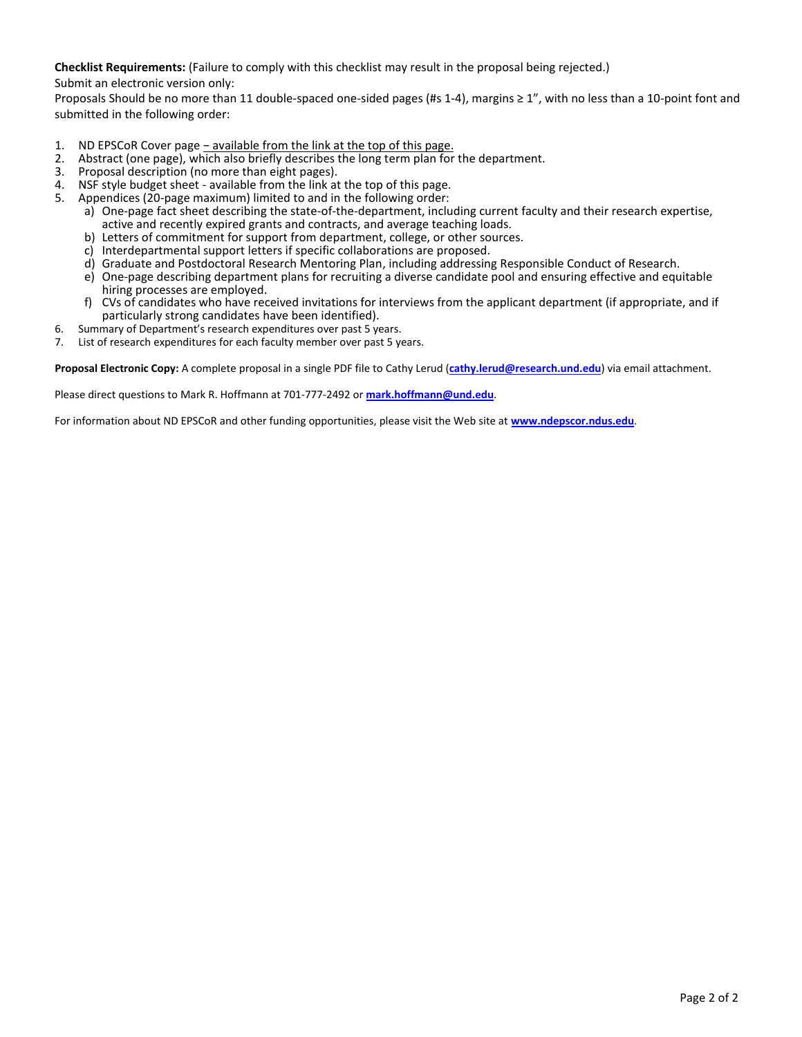**Checklist Requirements:** (Failure to comply with this checklist may result in the proposal being rejected.)

Submit an electronic version only:

Proposals Should be no more than 11 double-spaced one-sided pages (#s 1-4), margins ≥ 1", with no less than a 10-point font and submitted in the following order:

1. ND EPSCoR Cover page – available from the link at the top of this page.
2. Abstract (one page), which also briefly describes the long term plan for the department.
3. Proposal description (no more than eight pages).
4. NSF style budget sheet - available from the link at the top of this page.
5. Appendices (20-page maximum) limited to and in the following order:
   a) One-page fact sheet describing the state-of-the-department, including current faculty and their research expertise, active and recently expired grants and contracts, and average teaching loads.
   b) Letters of commitment for support from department, college, or other sources.
   c) Interdepartmental support letters if specific collaborations are proposed.
   d) Graduate and Postdoctoral Research Mentoring Plan, including addressing Responsible Conduct of Research.
   e) One-page describing department plans for recruiting a diverse candidate pool and ensuring effective and equitable hiring processes are employed.
   f) CVs of candidates who have received invitations for interviews from the applicant department (if appropriate, and if particularly strong candidates have been identified).
6. Summary of Department's research expenditures over past 5 years.
7. List of research expenditures for each faculty member over past 5 years.

**Proposal Electronic Copy:** A complete proposal in a single PDF file to Cathy Lerud (**cathy.lerud@research.und.edu**) via email attachment.

Please direct questions to Mark R. Hoffmann at 701-777-2492 or **mark.hoffmann@und.edu**.

For information about ND EPSCoR and other funding opportunities, please visit the Web site at **www.ndepscor.ndus.edu**.